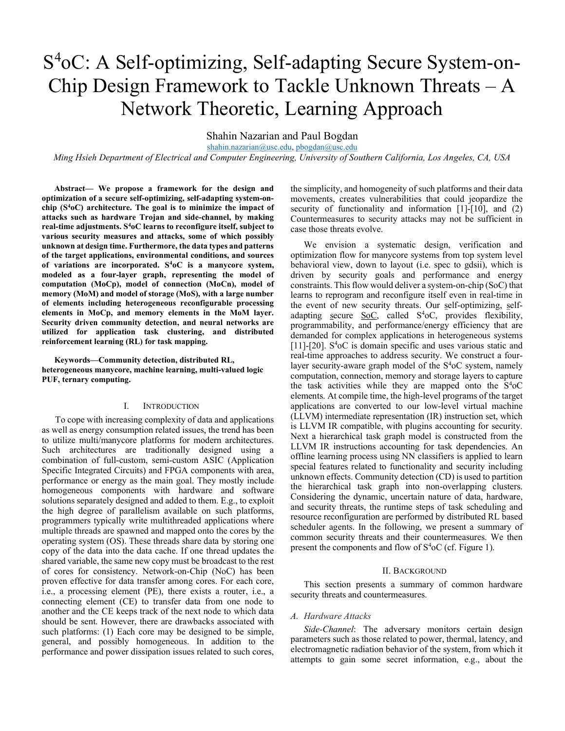# $S^4$oC: A Self-optimizing, Self-adapting Secure System-on-Chip Design Framework to Tackle Unknown Threats – A Network Theoretic, Learning Approach

Shahin Nazarian and Paul Bogdan

shahin.nazarian@usc.edu, pbogdan@usc.edu

*Ming Hsieh Department of Electrical and Computer Engineering, University of Southern California, Los Angeles, CA, USA*

***Abstract*— We propose a framework for the design and optimization of a secure self-optimizing, self-adapting system-on-chip ($S^4$oC) architecture. The goal is to minimize the impact of attacks such as hardware Trojan and side-channel, by making real-time adjustments. $S^4$oC learns to reconfigure itself, subject to various security measures and attacks, some of which possibly unknown at design time. Furthermore, the data types and patterns of the target applications, environmental conditions, and sources of variations are incorporated. $S^4$oC is a manycore system, modeled as a four-layer graph, representing the model of computation (MoCp), model of connection (MoCn), model of memory (MoM) and model of storage (MoS), with a large number of elements including heterogeneous reconfigurable processing elements in MoCp, and memory elements in the MoM layer. Security driven community detection, and neural networks are utilized for application task clustering, and distributed reinforcement learning (RL) for task mapping.**

***Keywords*—Community detection, distributed RL, heterogeneous manycore, machine learning, multi-valued logic PUF, ternary computing.**

## I. Introduction

To cope with increasing complexity of data and applications as well as energy consumption related issues, the trend has been to utilize multi/manycore platforms for modern architectures. Such architectures are traditionally designed using a combination of full-custom, semi-custom ASIC (Application Specific Integrated Circuits) and FPGA components with area, performance or energy as the main goal. They mostly include homogeneous components with hardware and software solutions separately designed and added to them. E.g., to exploit the high degree of parallelism available on such platforms, programmers typically write multithreaded applications where multiple threads are spawned and mapped onto the cores by the operating system (OS). These threads share data by storing one copy of the data into the data cache. If one thread updates the shared variable, the same new copy must be broadcast to the rest of cores for consistency. Network-on-Chip (NoC) has been proven effective for data transfer among cores. For each core, i.e., a processing element (PE), there exists a router, i.e., a connecting element (CE) to transfer data from one node to another and the CE keeps track of the next node to which data should be sent. However, there are drawbacks associated with such platforms: (1) Each core may be designed to be simple, general, and possibly homogeneous. In addition to the performance and power dissipation issues related to such cores, the simplicity, and homogeneity of such platforms and their data movements, creates vulnerabilities that could jeopardize the security of functionality and information [1]-[10], and (2) Countermeasures to security attacks may not be sufficient in case those threats evolve.

We envision a systematic design, verification and optimization flow for manycore systems from top system level behavioral view, down to layout (i.e. spec to gdsii), which is driven by security goals and performance and energy constraints. This flow would deliver a system-on-chip (SoC) that learns to reprogram and reconfigure itself even in real-time in the event of new security threats. Our self-optimizing, self-adapting secure SoC, called $S^4$oC, provides flexibility, programmability, and performance/energy efficiency that are demanded for complex applications in heterogeneous systems [11]-[20]. $S^4$oC is domain specific and uses various static and real-time approaches to address security. We construct a four-layer security-aware graph model of the $S^4$oC system, namely computation, connection, memory and storage layers to capture the task activities while they are mapped onto the $S^4$oC elements. At compile time, the high-level programs of the target applications are converted to our low-level virtual machine (LLVM) intermediate representation (IR) instruction set, which is LLVM IR compatible, with plugins accounting for security. Next a hierarchical task graph model is constructed from the LLVM IR instructions accounting for task dependencies. An offline learning process using NN classifiers is applied to learn special features related to functionality and security including unknown effects. Community detection (CD) is used to partition the hierarchical task graph into non-overlapping clusters. Considering the dynamic, uncertain nature of data, hardware, and security threats, the runtime steps of task scheduling and resource reconfiguration are performed by distributed RL based scheduler agents. In the following, we present a summary of common security threats and their countermeasures. We then present the components and flow of $S^4$oC (cf. Figure 1).

## II. Background

This section presents a summary of common hardware security threats and countermeasures.

### *A. Hardware Attacks*

*Side-Channel*: The adversary monitors certain design parameters such as those related to power, thermal, latency, and electromagnetic radiation behavior of the system, from which it attempts to gain some secret information, e.g., about the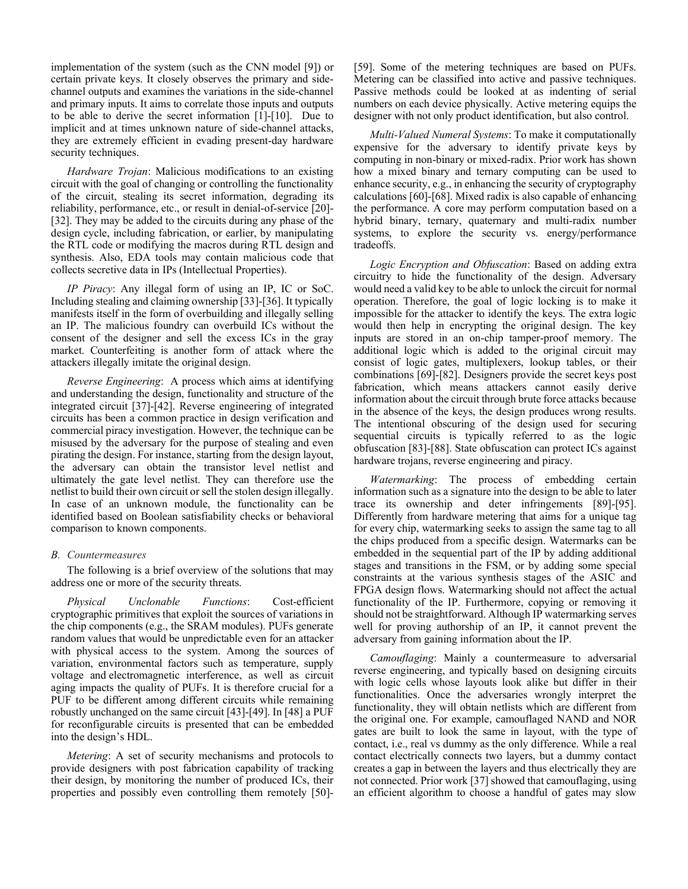implementation of the system (such as the CNN model [9]) or certain private keys. It closely observes the primary and side-channel outputs and examines the variations in the side-channel and primary inputs. It aims to correlate those inputs and outputs to be able to derive the secret information [1]-[10]. Due to implicit and at times unknown nature of side-channel attacks, they are extremely efficient in evading present-day hardware security techniques.

*Hardware Trojan*: Malicious modifications to an existing circuit with the goal of changing or controlling the functionality of the circuit, stealing its secret information, degrading its reliability, performance, etc., or result in denial-of-service [20]-[32]. They may be added to the circuits during any phase of the design cycle, including fabrication, or earlier, by manipulating the RTL code or modifying the macros during RTL design and synthesis. Also, EDA tools may contain malicious code that collects secretive data in IPs (Intellectual Properties).

*IP Piracy*: Any illegal form of using an IP, IC or SoC. Including stealing and claiming ownership [33]-[36]. It typically manifests itself in the form of overbuilding and illegally selling an IP. The malicious foundry can overbuild ICs without the consent of the designer and sell the excess ICs in the gray market. Counterfeiting is another form of attack where the attackers illegally imitate the original design.

*Reverse Engineering*: A process which aims at identifying and understanding the design, functionality and structure of the integrated circuit [37]-[42]. Reverse engineering of integrated circuits has been a common practice in design verification and commercial piracy investigation. However, the technique can be misused by the adversary for the purpose of stealing and even pirating the design. For instance, starting from the design layout, the adversary can obtain the transistor level netlist and ultimately the gate level netlist. They can therefore use the netlist to build their own circuit or sell the stolen design illegally. In case of an unknown module, the functionality can be identified based on Boolean satisfiability checks or behavioral comparison to known components.

### *B. Countermeasures*

The following is a brief overview of the solutions that may address one or more of the security threats.

*Physical Unclonable Functions*: Cost-efficient cryptographic primitives that exploit the sources of variations in the chip components (e.g., the SRAM modules). PUFs generate random values that would be unpredictable even for an attacker with physical access to the system. Among the sources of variation, environmental factors such as temperature, supply voltage and electromagnetic interference, as well as circuit aging impacts the quality of PUFs. It is therefore crucial for a PUF to be different among different circuits while remaining robustly unchanged on the same circuit [43]-[49]. In [48] a PUF for reconfigurable circuits is presented that can be embedded into the design's HDL.

*Metering*: A set of security mechanisms and protocols to provide designers with post fabrication capability of tracking their design, by monitoring the number of produced ICs, their properties and possibly even controlling them remotely [50]-[59]. Some of the metering techniques are based on PUFs. Metering can be classified into active and passive techniques. Passive methods could be looked at as indenting of serial numbers on each device physically. Active metering equips the designer with not only product identification, but also control.

*Multi-Valued Numeral Systems*: To make it computationally expensive for the adversary to identify private keys by computing in non-binary or mixed-radix. Prior work has shown how a mixed binary and ternary computing can be used to enhance security, e.g., in enhancing the security of cryptography calculations [60]-[68]. Mixed radix is also capable of enhancing the performance. A core may perform computation based on a hybrid binary, ternary, quaternary and multi-radix number systems, to explore the security vs. energy/performance tradeoffs.

*Logic Encryption and Obfuscation*: Based on adding extra circuitry to hide the functionality of the design. Adversary would need a valid key to be able to unlock the circuit for normal operation. Therefore, the goal of logic locking is to make it impossible for the attacker to identify the keys. The extra logic would then help in encrypting the original design. The key inputs are stored in an on-chip tamper-proof memory. The additional logic which is added to the original circuit may consist of logic gates, multiplexers, lookup tables, or their combinations [69]-[82]. Designers provide the secret keys post fabrication, which means attackers cannot easily derive information about the circuit through brute force attacks because in the absence of the keys, the design produces wrong results. The intentional obscuring of the design used for securing sequential circuits is typically referred to as the logic obfuscation [83]-[88]. State obfuscation can protect ICs against hardware trojans, reverse engineering and piracy.

*Watermarking*: The process of embedding certain information such as a signature into the design to be able to later trace its ownership and deter infringements [89]-[95]. Differently from hardware metering that aims for a unique tag for every chip, watermarking seeks to assign the same tag to all the chips produced from a specific design. Watermarks can be embedded in the sequential part of the IP by adding additional stages and transitions in the FSM, or by adding some special constraints at the various synthesis stages of the ASIC and FPGA design flows. Watermarking should not affect the actual functionality of the IP. Furthermore, copying or removing it should not be straightforward. Although IP watermarking serves well for proving authorship of an IP, it cannot prevent the adversary from gaining information about the IP.

*Camouflaging*: Mainly a countermeasure to adversarial reverse engineering, and typically based on designing circuits with logic cells whose layouts look alike but differ in their functionalities. Once the adversaries wrongly interpret the functionality, they will obtain netlists which are different from the original one. For example, camouflaged NAND and NOR gates are built to look the same in layout, with the type of contact, i.e., real vs dummy as the only difference. While a real contact electrically connects two layers, but a dummy contact creates a gap in between the layers and thus electrically they are not connected. Prior work [37] showed that camouflaging, using an efficient algorithm to choose a handful of gates may slow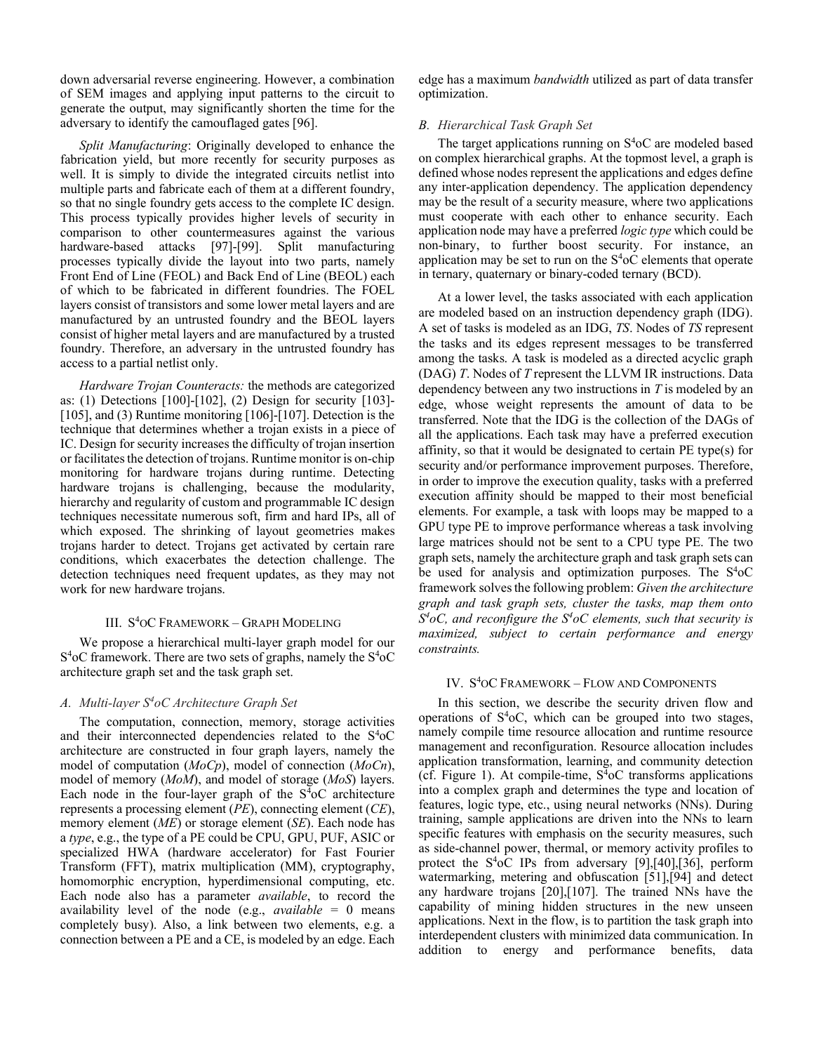down adversarial reverse engineering. However, a combination of SEM images and applying input patterns to the circuit to generate the output, may significantly shorten the time for the adversary to identify the camouflaged gates [96].

*Split Manufacturing*: Originally developed to enhance the fabrication yield, but more recently for security purposes as well. It is simply to divide the integrated circuits netlist into multiple parts and fabricate each of them at a different foundry, so that no single foundry gets access to the complete IC design. This process typically provides higher levels of security in comparison to other countermeasures against the various hardware-based attacks [97]-[99]. Split manufacturing processes typically divide the layout into two parts, namely Front End of Line (FEOL) and Back End of Line (BEOL) each of which to be fabricated in different foundries. The FOEL layers consist of transistors and some lower metal layers and are manufactured by an untrusted foundry and the BEOL layers consist of higher metal layers and are manufactured by a trusted foundry. Therefore, an adversary in the untrusted foundry has access to a partial netlist only.

*Hardware Trojan Counteracts:* the methods are categorized as: (1) Detections [100]-[102], (2) Design for security [103]-[105], and (3) Runtime monitoring [106]-[107]. Detection is the technique that determines whether a trojan exists in a piece of IC. Design for security increases the difficulty of trojan insertion or facilitates the detection of trojans. Runtime monitor is on-chip monitoring for hardware trojans during runtime. Detecting hardware trojans is challenging, because the modularity, hierarchy and regularity of custom and programmable IC design techniques necessitate numerous soft, firm and hard IPs, all of which exposed. The shrinking of layout geometries makes trojans harder to detect. Trojans get activated by certain rare conditions, which exacerbates the detection challenge. The detection techniques need frequent updates, as they may not work for new hardware trojans.

## III. S$^4$oC Framework – Graph Modeling

We propose a hierarchical multi-layer graph model for our S$^4$oC framework. There are two sets of graphs, namely the S$^4$oC architecture graph set and the task graph set.

### A. Multi-layer S$^4$oC Architecture Graph Set

The computation, connection, memory, storage activities and their interconnected dependencies related to the S$^4$oC architecture are constructed in four graph layers, namely the model of computation (*MoCp*), model of connection (*MoCn*), model of memory (*MoM*), and model of storage (*MoS*) layers. Each node in the four-layer graph of the S$^4$oC architecture represents a processing element (*PE*), connecting element (*CE*), memory element (*ME*) or storage element (*SE*). Each node has a *type*, e.g., the type of a PE could be CPU, GPU, PUF, ASIC or specialized HWA (hardware accelerator) for Fast Fourier Transform (FFT), matrix multiplication (MM), cryptography, homomorphic encryption, hyperdimensional computing, etc. Each node also has a parameter *available*, to record the availability level of the node (e.g., *available* = 0 means completely busy). Also, a link between two elements, e.g. a connection between a PE and a CE, is modeled by an edge. Each edge has a maximum *bandwidth* utilized as part of data transfer optimization.

### B. Hierarchical Task Graph Set

The target applications running on S$^4$oC are modeled based on complex hierarchical graphs. At the topmost level, a graph is defined whose nodes represent the applications and edges define any inter-application dependency. The application dependency may be the result of a security measure, where two applications must cooperate with each other to enhance security. Each application node may have a preferred *logic type* which could be non-binary, to further boost security. For instance, an application may be set to run on the S$^4$oC elements that operate in ternary, quaternary or binary-coded ternary (BCD).

At a lower level, the tasks associated with each application are modeled based on an instruction dependency graph (IDG). A set of tasks is modeled as an IDG, *TS*. Nodes of *TS* represent the tasks and its edges represent messages to be transferred among the tasks. A task is modeled as a directed acyclic graph (DAG) *T*. Nodes of *T* represent the LLVM IR instructions. Data dependency between any two instructions in *T* is modeled by an edge, whose weight represents the amount of data to be transferred. Note that the IDG is the collection of the DAGs of all the applications. Each task may have a preferred execution affinity, so that it would be designated to certain PE type(s) for security and/or performance improvement purposes. Therefore, in order to improve the execution quality, tasks with a preferred execution affinity should be mapped to their most beneficial elements. For example, a task with loops may be mapped to a GPU type PE to improve performance whereas a task involving large matrices should not be sent to a CPU type PE. The two graph sets, namely the architecture graph and task graph sets can be used for analysis and optimization purposes. The S$^4$oC framework solves the following problem: *Given the architecture graph and task graph sets, cluster the tasks, map them onto S$^4$oC, and reconfigure the S$^4$oC elements, such that security is maximized, subject to certain performance and energy constraints.*

## IV. S$^4$oC Framework – Flow and Components

In this section, we describe the security driven flow and operations of S$^4$oC, which can be grouped into two stages, namely compile time resource allocation and runtime resource management and reconfiguration. Resource allocation includes application transformation, learning, and community detection (cf. Figure 1). At compile-time, S$^4$oC transforms applications into a complex graph and determines the type and location of features, logic type, etc., using neural networks (NNs). During training, sample applications are driven into the NNs to learn specific features with emphasis on the security measures, such as side-channel power, thermal, or memory activity profiles to protect the S$^4$oC IPs from adversary [9],[40],[36], perform watermarking, metering and obfuscation [51],[94] and detect any hardware trojans [20],[107]. The trained NNs have the capability of mining hidden structures in the new unseen applications. Next in the flow, is to partition the task graph into interdependent clusters with minimized data communication. In addition to energy and performance benefits, data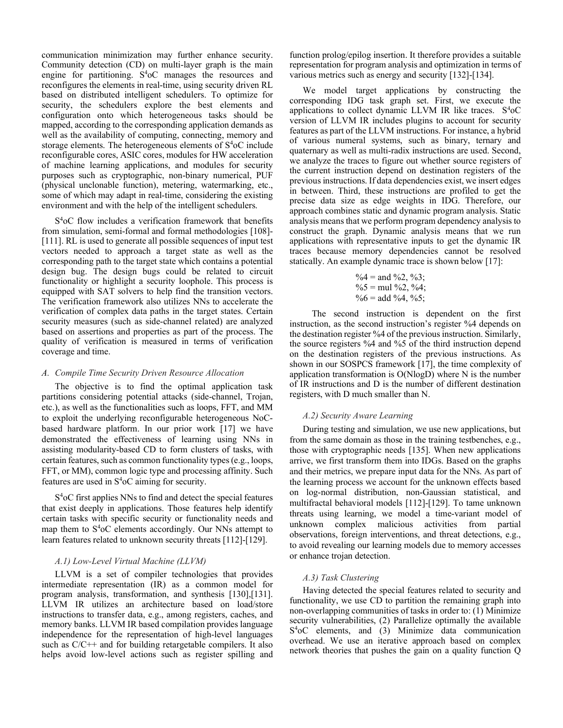communication minimization may further enhance security. Community detection (CD) on multi-layer graph is the main engine for partitioning. $S^4$oC manages the resources and reconfigures the elements in real-time, using security driven RL based on distributed intelligent schedulers. To optimize for security, the schedulers explore the best elements and configuration onto which heterogeneous tasks should be mapped, according to the corresponding application demands as well as the availability of computing, connecting, memory and storage elements. The heterogeneous elements of $S^4$oC include reconfigurable cores, ASIC cores, modules for HW acceleration of machine learning applications, and modules for security purposes such as cryptographic, non-binary numerical, PUF (physical unclonable function), metering, watermarking, etc., some of which may adapt in real-time, considering the existing environment and with the help of the intelligent schedulers.

$S^4$oC flow includes a verification framework that benefits from simulation, semi-formal and formal methodologies [108]-[111]. RL is used to generate all possible sequences of input test vectors needed to approach a target state as well as the corresponding path to the target state which contains a potential design bug. The design bugs could be related to circuit functionality or highlight a security loophole. This process is equipped with SAT solvers to help find the transition vectors. The verification framework also utilizes NNs to accelerate the verification of complex data paths in the target states. Certain security measures (such as side-channel related) are analyzed based on assertions and properties as part of the process. The quality of verification is measured in terms of verification coverage and time.

### *A. Compile Time Security Driven Resource Allocation*

The objective is to find the optimal application task partitions considering potential attacks (side-channel, Trojan, etc.), as well as the functionalities such as loops, FFT, and MM to exploit the underlying reconfigurable heterogeneous NoC-based hardware platform. In our prior work [17] we have demonstrated the effectiveness of learning using NNs in assisting modularity-based CD to form clusters of tasks, with certain features, such as common functionality types (e.g., loops, FFT, or MM), common logic type and processing affinity. Such features are used in $S^4$oC aiming for security.

$S^4$oC first applies NNs to find and detect the special features that exist deeply in applications. Those features help identify certain tasks with specific security or functionality needs and map them to $S^4$oC elements accordingly. Our NNs attempt to learn features related to unknown security threats [112]-[129].

#### *A.1) Low-Level Virtual Machine (LLVM)*

LLVM is a set of compiler technologies that provides intermediate representation (IR) as a common model for program analysis, transformation, and synthesis [130],[131]. LLVM IR utilizes an architecture based on load/store instructions to transfer data, e.g., among registers, caches, and memory banks. LLVM IR based compilation provides language independence for the representation of high-level languages such as C/C++ and for building retargetable compilers. It also helps avoid low-level actions such as register spilling and function prolog/epilog insertion. It therefore provides a suitable representation for program analysis and optimization in terms of various metrics such as energy and security [132]-[134].

We model target applications by constructing the corresponding IDG task graph set. First, we execute the applications to collect dynamic LLVM IR like traces. $S^4$oC version of LLVM IR includes plugins to account for security features as part of the LLVM instructions. For instance, a hybrid of various numeral systems, such as binary, ternary and quaternary as well as multi-radix instructions are used. Second, we analyze the traces to figure out whether source registers of the current instruction depend on destination registers of the previous instructions. If data dependencies exist, we insert edges in between. Third, these instructions are profiled to get the precise data size as edge weights in IDG. Therefore, our approach combines static and dynamic program analysis. Static analysis means that we perform program dependency analysis to construct the graph. Dynamic analysis means that we run applications with representative inputs to get the dynamic IR traces because memory dependencies cannot be resolved statically. An example dynamic trace is shown below [17]:

```
%4 = and %2, %3;
%5 = mul %2, %4;
%6 = add %4, %5;
```

The second instruction is dependent on the first instruction, as the second instruction's register %4 depends on the destination register %4 of the previous instruction. Similarly, the source registers %4 and %5 of the third instruction depend on the destination registers of the previous instructions. As shown in our SOSPCS framework [17], the time complexity of application transformation is $O(N \log D)$ where N is the number of IR instructions and D is the number of different destination registers, with D much smaller than N.

#### *A.2) Security Aware Learning*

During testing and simulation, we use new applications, but from the same domain as those in the training testbenches, e.g., those with cryptographic needs [135]. When new applications arrive, we first transform them into IDGs. Based on the graphs and their metrics, we prepare input data for the NNs. As part of the learning process we account for the unknown effects based on log-normal distribution, non-Gaussian statistical, and multifractal behavioral models [112]-[129]. To tame unknown threats using learning, we model a time-variant model of unknown complex malicious activities from partial observations, foreign interventions, and threat detections, e.g., to avoid revealing our learning models due to memory accesses or enhance trojan detection.

#### *A.3) Task Clustering*

Having detected the special features related to security and functionality, we use CD to partition the remaining graph into non-overlapping communities of tasks in order to: (1) Minimize security vulnerabilities, (2) Parallelize optimally the available $S^4$oC elements, and (3) Minimize data communication overhead. We use an iterative approach based on complex network theories that pushes the gain on a quality function Q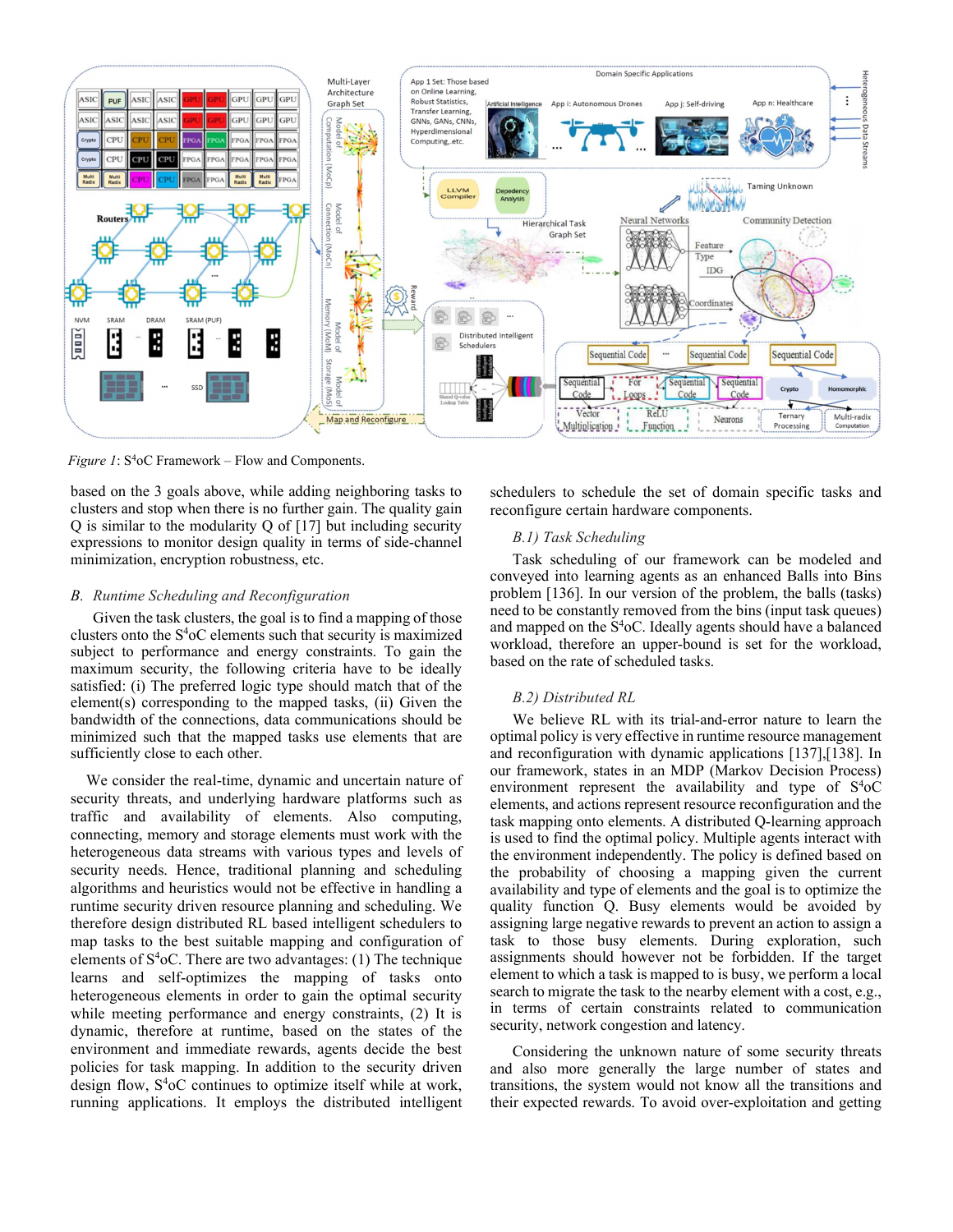*Figure 1*: S⁴oC Framework – Flow and Components.

based on the 3 goals above, while adding neighboring tasks to clusters and stop when there is no further gain. The quality gain Q is similar to the modularity Q of [17] but including security expressions to monitor design quality in terms of side-channel minimization, encryption robustness, etc.

## *B. Runtime Scheduling and Reconfiguration*

Given the task clusters, the goal is to find a mapping of those clusters onto the $S^4$oC elements such that security is maximized subject to performance and energy constraints. To gain the maximum security, the following criteria have to be ideally satisfied: (i) The preferred logic type should match that of the element(s) corresponding to the mapped tasks, (ii) Given the bandwidth of the connections, data communications should be minimized such that the mapped tasks use elements that are sufficiently close to each other.

We consider the real-time, dynamic and uncertain nature of security threats, and underlying hardware platforms such as traffic and availability of elements. Also computing, connecting, memory and storage elements must work with the heterogeneous data streams with various types and levels of security needs. Hence, traditional planning and scheduling algorithms and heuristics would not be effective in handling a runtime security driven resource planning and scheduling. We therefore design distributed RL based intelligent schedulers to map tasks to the best suitable mapping and configuration of elements of $S^4$oC. There are two advantages: (1) The technique learns and self-optimizes the mapping of tasks onto heterogeneous elements in order to gain the optimal security while meeting performance and energy constraints, (2) It is dynamic, therefore at runtime, based on the states of the environment and immediate rewards, agents decide the best policies for task mapping. In addition to the security driven design flow, $S^4$oC continues to optimize itself while at work, running applications. It employs the distributed intelligent schedulers to schedule the set of domain specific tasks and reconfigure certain hardware components.

### *B.1) Task Scheduling*

Task scheduling of our framework can be modeled and conveyed into learning agents as an enhanced Balls into Bins problem [136]. In our version of the problem, the balls (tasks) need to be constantly removed from the bins (input task queues) and mapped on the $S^4$oC. Ideally agents should have a balanced workload, therefore an upper-bound is set for the workload, based on the rate of scheduled tasks.

### *B.2) Distributed RL*

We believe RL with its trial-and-error nature to learn the optimal policy is very effective in runtime resource management and reconfiguration with dynamic applications [137],[138]. In our framework, states in an MDP (Markov Decision Process) environment represent the availability and type of $S^4$oC elements, and actions represent resource reconfiguration and the task mapping onto elements. A distributed Q-learning approach is used to find the optimal policy. Multiple agents interact with the environment independently. The policy is defined based on the probability of choosing a mapping given the current availability and type of elements and the goal is to optimize the quality function Q. Busy elements would be avoided by assigning large negative rewards to prevent an action to assign a task to those busy elements. During exploration, such assignments should however not be forbidden. If the target element to which a task is mapped to is busy, we perform a local search to migrate the task to the nearby element with a cost, e.g., in terms of certain constraints related to communication security, network congestion and latency.

Considering the unknown nature of some security threats and also more generally the large number of states and transitions, the system would not know all the transitions and their expected rewards. To avoid over-exploitation and getting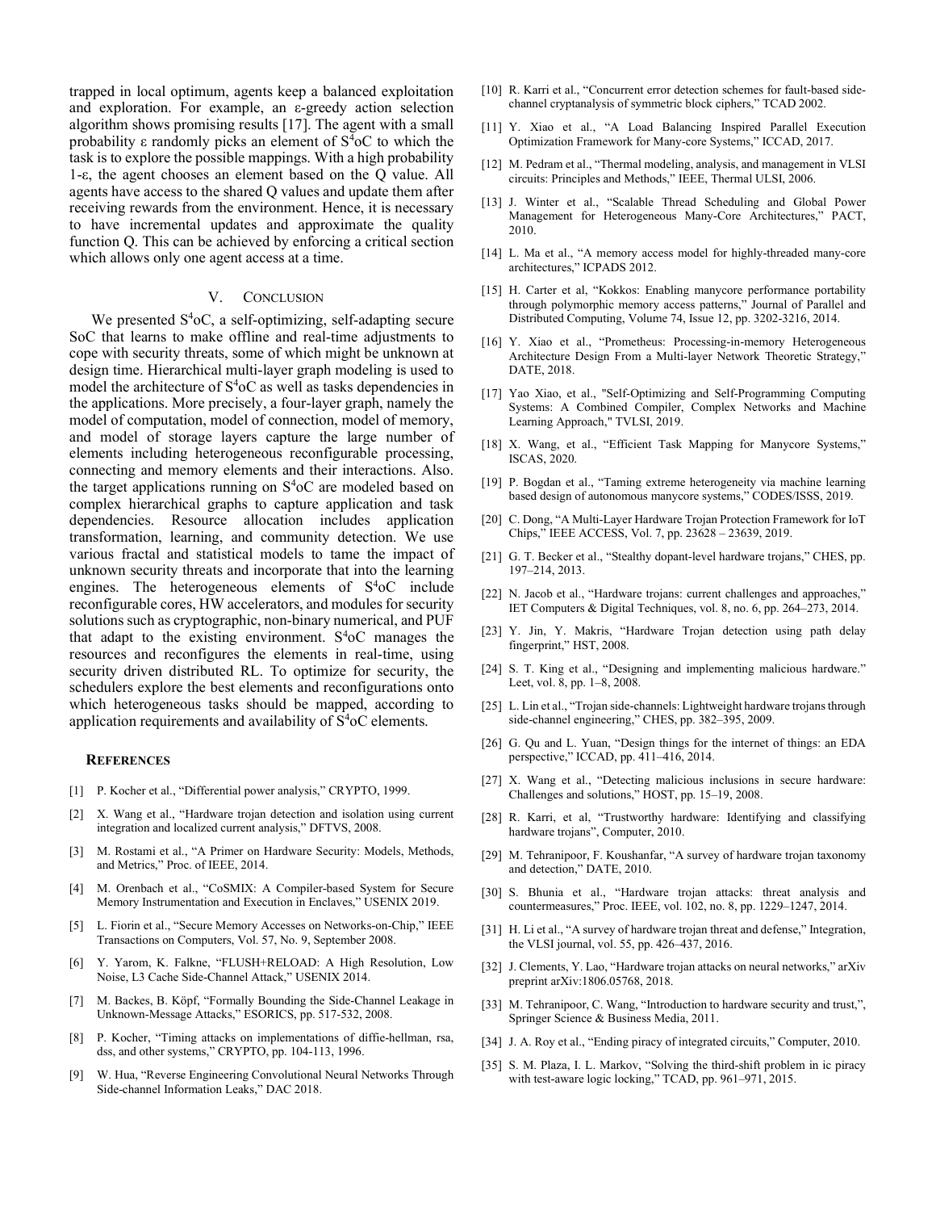trapped in local optimum, agents keep a balanced exploitation and exploration. For example, an ε-greedy action selection algorithm shows promising results [17]. The agent with a small probability ε randomly picks an element of $S^4$oC to which the task is to explore the possible mappings. With a high probability 1-ε, the agent chooses an element based on the Q value. All agents have access to the shared Q values and update them after receiving rewards from the environment. Hence, it is necessary to have incremental updates and approximate the quality function Q. This can be achieved by enforcing a critical section which allows only one agent access at a time.

## V. Conclusion

We presented $S^4$oC, a self-optimizing, self-adapting secure SoC that learns to make offline and real-time adjustments to cope with security threats, some of which might be unknown at design time. Hierarchical multi-layer graph modeling is used to model the architecture of $S^4$oC as well as tasks dependencies in the applications. More precisely, a four-layer graph, namely the model of computation, model of connection, model of memory, and model of storage layers capture the large number of elements including heterogeneous reconfigurable processing, connecting and memory elements and their interactions. Also. the target applications running on $S^4$oC are modeled based on complex hierarchical graphs to capture application and task dependencies. Resource allocation includes application transformation, learning, and community detection. We use various fractal and statistical models to tame the impact of unknown security threats and incorporate that into the learning engines. The heterogeneous elements of $S^4$oC include reconfigurable cores, HW accelerators, and modules for security solutions such as cryptographic, non-binary numerical, and PUF that adapt to the existing environment. $S^4$oC manages the resources and reconfigures the elements in real-time, using security driven distributed RL. To optimize for security, the schedulers explore the best elements and reconfigurations onto which heterogeneous tasks should be mapped, according to application requirements and availability of $S^4$oC elements.

## References

[1] P. Kocher et al., "Differential power analysis," CRYPTO, 1999.

[2] X. Wang et al., "Hardware trojan detection and isolation using current integration and localized current analysis," DFTVS, 2008.

[3] M. Rostami et al., "A Primer on Hardware Security: Models, Methods, and Metrics," Proc. of IEEE, 2014.

[4] M. Orenbach et al., "CoSMIX: A Compiler-based System for Secure Memory Instrumentation and Execution in Enclaves," USENIX 2019.

[5] L. Fiorin et al., "Secure Memory Accesses on Networks-on-Chip," IEEE Transactions on Computers, Vol. 57, No. 9, September 2008.

[6] Y. Yarom, K. Falkne, "FLUSH+RELOAD: A High Resolution, Low Noise, L3 Cache Side-Channel Attack," USENIX 2014.

[7] M. Backes, B. Köpf, "Formally Bounding the Side-Channel Leakage in Unknown-Message Attacks," ESORICS, pp. 517-532, 2008.

[8] P. Kocher, "Timing attacks on implementations of diffie-hellman, rsa, dss, and other systems," CRYPTO, pp. 104-113, 1996.

[9] W. Hua, "Reverse Engineering Convolutional Neural Networks Through Side-channel Information Leaks," DAC 2018.

[10] R. Karri et al., "Concurrent error detection schemes for fault-based side-channel cryptanalysis of symmetric block ciphers," TCAD 2002.

[11] Y. Xiao et al., "A Load Balancing Inspired Parallel Execution Optimization Framework for Many-core Systems," ICCAD, 2017.

[12] M. Pedram et al., "Thermal modeling, analysis, and management in VLSI circuits: Principles and Methods," IEEE, Thermal ULSI, 2006.

[13] J. Winter et al., "Scalable Thread Scheduling and Global Power Management for Heterogeneous Many-Core Architectures," PACT, 2010.

[14] L. Ma et al., "A memory access model for highly-threaded many-core architectures," ICPADS 2012.

[15] H. Carter et al, "Kokkos: Enabling manycore performance portability through polymorphic memory access patterns," Journal of Parallel and Distributed Computing, Volume 74, Issue 12, pp. 3202-3216, 2014.

[16] Y. Xiao et al., "Prometheus: Processing-in-memory Heterogeneous Architecture Design From a Multi-layer Network Theoretic Strategy," DATE, 2018.

[17] Yao Xiao, et al., "Self-Optimizing and Self-Programming Computing Systems: A Combined Compiler, Complex Networks and Machine Learning Approach," TVLSI, 2019.

[18] X. Wang, et al., "Efficient Task Mapping for Manycore Systems," ISCAS, 2020.

[19] P. Bogdan et al., "Taming extreme heterogeneity via machine learning based design of autonomous manycore systems," CODES/ISSS, 2019.

[20] C. Dong, "A Multi-Layer Hardware Trojan Protection Framework for IoT Chips," IEEE ACCESS, Vol. 7, pp. 23628 – 23639, 2019.

[21] G. T. Becker et al., "Stealthy dopant-level hardware trojans," CHES, pp. 197–214, 2013.

[22] N. Jacob et al., "Hardware trojans: current challenges and approaches," IET Computers & Digital Techniques, vol. 8, no. 6, pp. 264–273, 2014.

[23] Y. Jin, Y. Makris, "Hardware Trojan detection using path delay fingerprint," HST, 2008.

[24] S. T. King et al., "Designing and implementing malicious hardware." Leet, vol. 8, pp. 1–8, 2008.

[25] L. Lin et al., "Trojan side-channels: Lightweight hardware trojans through side-channel engineering," CHES, pp. 382–395, 2009.

[26] G. Qu and L. Yuan, "Design things for the internet of things: an EDA perspective," ICCAD, pp. 411–416, 2014.

[27] X. Wang et al., "Detecting malicious inclusions in secure hardware: Challenges and solutions," HOST, pp. 15–19, 2008.

[28] R. Karri, et al, "Trustworthy hardware: Identifying and classifying hardware trojans", Computer, 2010.

[29] M. Tehranipoor, F. Koushanfar, "A survey of hardware trojan taxonomy and detection," DATE, 2010.

[30] S. Bhunia et al., "Hardware trojan attacks: threat analysis and countermeasures," Proc. IEEE, vol. 102, no. 8, pp. 1229–1247, 2014.

[31] H. Li et al., "A survey of hardware trojan threat and defense," Integration, the VLSI journal, vol. 55, pp. 426–437, 2016.

[32] J. Clements, Y. Lao, "Hardware trojan attacks on neural networks," arXiv preprint arXiv:1806.05768, 2018.

[33] M. Tehranipoor, C. Wang, "Introduction to hardware security and trust,", Springer Science & Business Media, 2011.

[34] J. A. Roy et al., "Ending piracy of integrated circuits," Computer, 2010.

[35] S. M. Plaza, I. L. Markov, "Solving the third-shift problem in ic piracy with test-aware logic locking," TCAD, pp. 961–971, 2015.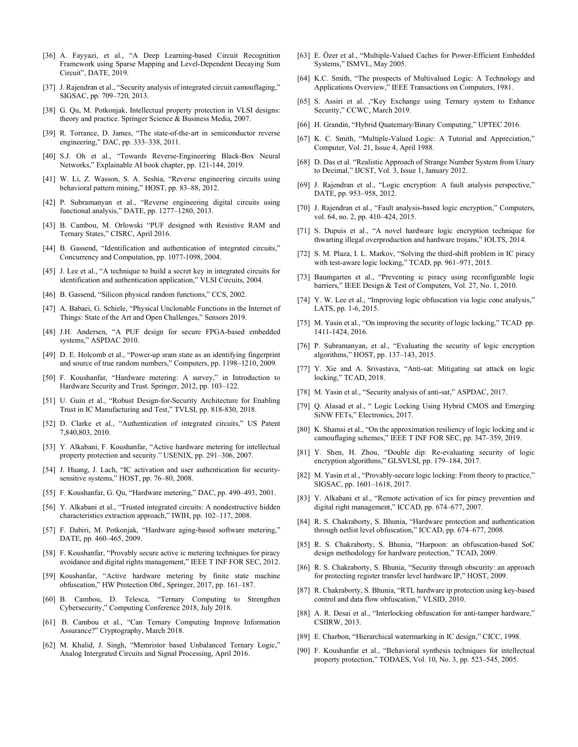[36] A. Fayyazi, et al., "A Deep Learning-based Circuit Recognition Framework using Sparse Mapping and Level-Dependent Decaying Sum Circuit", DATE, 2019.

[37] J. Rajendran et al., "Security analysis of integrated circuit camouflaging," SIGSAC, pp. 709–720, 2013.

[38] G. Qu, M. Potkonjak, Intellectual property protection in VLSI designs: theory and practice. Springer Science & Business Media, 2007.

[39] R. Torrance, D. James, "The state-of-the-art in semiconductor reverse engineering," DAC, pp. 333–338, 2011.

[40] S.J. Oh et al., "Towards Reverse-Engineering Black-Box Neural Networks," Explainable AI book chapter, pp. 121-144, 2019.

[41] W. Li, Z. Wasson, S. A. Seshia, "Reverse engineering circuits using behavioral pattern mining," HOST, pp. 83–88, 2012.

[42] P. Subramanyan et al., "Reverse engineering digital circuits using functional analysis," DATE, pp. 1277–1280, 2013.

[43] B. Cambou, M. Orlowski "PUF designed with Resistive RAM and Ternary States," CISRC, April 2016.

[44] B. Gassend, "Identification and authentication of integrated circuits," Concurrency and Computation, pp. 1077-1098, 2004.

[45] J. Lee et al., "A technique to build a secret key in integrated circuits for identification and authentication application," VLSI Circuits, 2004.

[46] B. Gassend, "Silicon physical random functions," CCS, 2002.

[47] A. Babaei, G. Schiele, "Physical Unclonable Functions in the Internet of Things: State of the Art and Open Challenges," Sensors 2019.

[48] J.H. Andersen, "A PUF design for secure FPGA-based embedded systems," ASPDAC 2010.

[49] D. E. Holcomb et al., "Power-up sram state as an identifying fingerprint and source of true random numbers," Computers, pp. 1198–1210, 2009.

[50] F. Koushanfar, "Hardware metering: A survey," in Introduction to Hardware Security and Trust. Springer, 2012, pp. 103–122.

[51] U. Guin et al., "Robust Design-for-Security Architecture for Enabling Trust in IC Manufacturing and Test," TVLSI, pp. 818-830, 2018.

[52] D. Clarke et al., "Authentication of integrated circuits," US Patent 7,840,803, 2010.

[53] Y. Alkabani, F. Koushanfar, "Active hardware metering for intellectual property protection and security." USENIX, pp. 291–306, 2007.

[54] J. Huang, J. Lach, "IC activation and user authentication for security-sensitive systems," HOST, pp. 76–80, 2008.

[55] F. Koushanfar, G. Qu, "Hardware metering," DAC, pp. 490–493, 2001.

[56] Y. Alkabani et al., "Trusted integrated circuits: A nondestructive hidden characteristics extraction approach," IWIH, pp. 102–117, 2008.

[57] F. Dabiri, M. Potkonjak, "Hardware aging-based software metering," DATE, pp. 460–465, 2009.

[58] F. Koushanfar, "Provably secure active ic metering techniques for piracy avoidance and digital rights management," IEEE T INF FOR SEC, 2012.

[59] Koushanfar, "Active hardware metering by finite state machine obfuscation," HW Protection Obf., Springer, 2017, pp. 161–187.

[60] B. Cambou, D. Telesca, "Ternary Computing to Strengthen Cybersecurity," Computing Conference 2018, July 2018.

[61] B. Cambou et al., "Can Ternary Computing Improve Information Assurance?" Cryptography, March 2018.

[62] M. Khalid, J. Singh, "Memristor based Unbalanced Ternary Logic," Analog Intergrated Circuits and Signal Processing, April 2016.

[63] E. Özer et al., "Multiple-Valued Caches for Power-Efficient Embedded Systems," ISMVL, May 2005.

[64] K.C. Smith, "The prospects of Multivalued Logic: A Technology and Applications Overview," IEEE Transactions on Computers, 1981.

[65] S. Assiri et al. ,"Key Exchange using Ternary system to Enhance Security," CCWC, March 2019.

[66] H. Grandin, "Hybrid Quaternary/Binary Computing," UPTEC 2016.

[67] K. C. Smith, "Multiple-Valued Logic: A Tutorial and Appreciation," Computer, Vol. 21, Issue 4, April 1988.

[68] D. Das et al. "Realistic Approach of Strange Number System from Unary to Decimal," IJCST, Vol. 3, Issue 1, January 2012.

[69] J. Rajendran et al., "Logic encryption: A fault analysis perspective," DATE, pp. 953–958, 2012.

[70] J. Rajendran et al., "Fault analysis-based logic encryption," Computers, vol. 64, no. 2, pp. 410–424, 2015.

[71] S. Dupuis et al., "A novel hardware logic encryption technique for thwarting illegal overproduction and hardware trojans," IOLTS, 2014.

[72] S. M. Plaza, I. L. Markov, "Solving the third-shift problem in IC piracy with test-aware logic locking," TCAD, pp. 961–971, 2015.

[73] Baumgarten et al., "Preventing ic piracy using reconfigurable logic barriers," IEEE Design & Test of Computers, Vol. 27, No. 1, 2010.

[74] Y. W. Lee et al., "Improving logic obfuscation via logic cone analysis," LATS, pp. 1-6, 2015.

[75] M. Yasin et al., "On improving the security of logic locking," TCAD pp. 1411-1424, 2016.

[76] P. Subramanyan, et al., "Evaluating the security of logic encryption algorithms," HOST, pp. 137–143, 2015.

[77] Y. Xie and A. Srivastava, "Anti-sat: Mitigating sat attack on logic locking," TCAD, 2018.

[78] M. Yasin et al., "Security analysis of anti-sat," ASPDAC, 2017.

[79] Q. Alasad et al., " Logic Locking Using Hybrid CMOS and Emerging SiNW FETs," Electronics, 2017.

[80] K. Shamsi et al., "On the approximation resiliency of logic locking and ic camouflaging schemes," IEEE T INF FOR SEC, pp. 347–359, 2019.

[81] Y. Shen, H. Zhou, "Double dip: Re-evaluating security of logic encryption algorithms," GLSVLSI, pp. 179–184, 2017.

[82] M. Yasin et al., "Provably-secure logic locking: From theory to practice," SIGSAC, pp. 1601–1618, 2017.

[83] Y. Alkabani et al., "Remote activation of ics for piracy prevention and digital right management," ICCAD, pp. 674–677, 2007.

[84] R. S. Chakraborty, S. Bhunia, "Hardware protection and authentication through netlist level obfuscation," ICCAD, pp. 674–677, 2008.

[85] R. S. Chakraborty, S. Bhunia, "Harpoon: an obfuscation-based SoC design methodology for hardware protection," TCAD, 2009.

[86] R. S. Chakraborty, S. Bhunia, "Security through obscurity: an approach for protecting register transfer level hardware IP," HOST, 2009.

[87] R. Chakraborty, S. Bhunia, "RTL hardware ip protection using key-based control and data flow obfuscation," VLSID, 2010.

[88] A. R. Desai et al., "Interlocking obfuscation for anti-tamper hardware," CSIIRW, 2013.

[89] E. Charbon, "Hierarchical watermarking in IC design," CICC, 1998.

[90] F. Koushanfar et al., "Behavioral synthesis techniques for intellectual property protection," TODAES, Vol. 10, No. 3, pp. 523–545, 2005.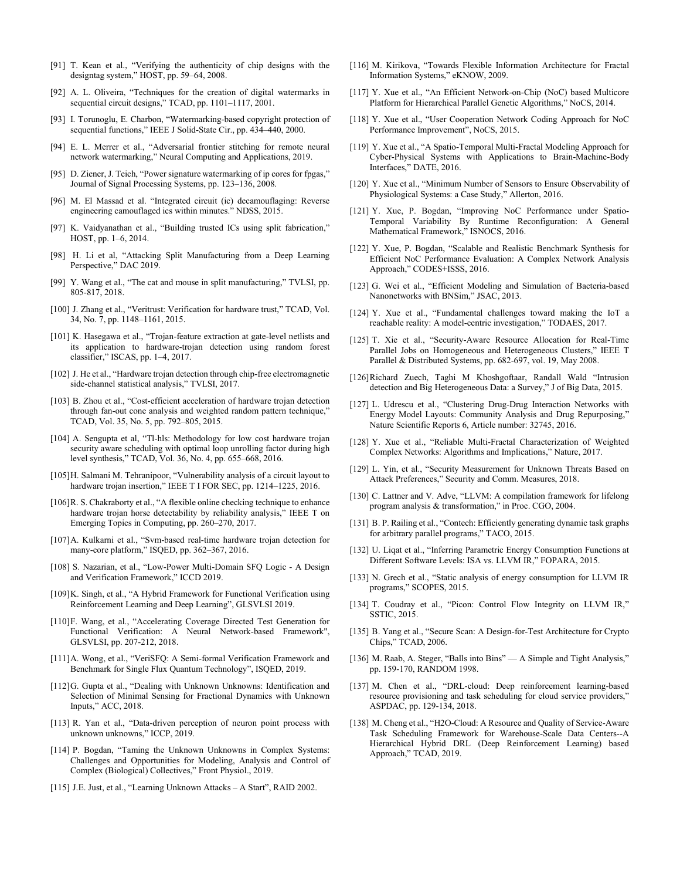[91] T. Kean et al., "Verifying the authenticity of chip designs with the designtag system," HOST, pp. 59–64, 2008.

[92] A. L. Oliveira, "Techniques for the creation of digital watermarks in sequential circuit designs," TCAD, pp. 1101–1117, 2001.

[93] I. Torunoglu, E. Charbon, "Watermarking-based copyright protection of sequential functions," IEEE J Solid-State Cir., pp. 434–440, 2000.

[94] E. L. Merrer et al., "Adversarial frontier stitching for remote neural network watermarking," Neural Computing and Applications, 2019.

[95] D. Ziener, J. Teich, "Power signature watermarking of ip cores for fpgas," Journal of Signal Processing Systems, pp. 123–136, 2008.

[96] M. El Massad et al. "Integrated circuit (ic) decamouflaging: Reverse engineering camouflaged ics within minutes." NDSS, 2015.

[97] K. Vaidyanathan et al., "Building trusted ICs using split fabrication," HOST, pp. 1–6, 2014.

[98] H. Li et al, "Attacking Split Manufacturing from a Deep Learning Perspective," DAC 2019.

[99] Y. Wang et al., "The cat and mouse in split manufacturing," TVLSI, pp. 805-817, 2018.

[100] J. Zhang et al., "Veritrust: Verification for hardware trust," TCAD, Vol. 34, No. 7, pp. 1148–1161, 2015.

[101] K. Hasegawa et al., "Trojan-feature extraction at gate-level netlists and its application to hardware-trojan detection using random forest classifier," ISCAS, pp. 1–4, 2017.

[102] J. He et al., "Hardware trojan detection through chip-free electromagnetic side-channel statistical analysis," TVLSI, 2017.

[103] B. Zhou et al., "Cost-efficient acceleration of hardware trojan detection through fan-out cone analysis and weighted random pattern technique," TCAD, Vol. 35, No. 5, pp. 792–805, 2015.

[104] A. Sengupta et al, "Tl-hls: Methodology for low cost hardware trojan security aware scheduling with optimal loop unrolling factor during high level synthesis," TCAD, Vol. 36, No. 4, pp. 655–668, 2016.

[105] H. Salmani M. Tehranipoor, "Vulnerability analysis of a circuit layout to hardware trojan insertion," IEEE T I FOR SEC, pp. 1214–1225, 2016.

[106] R. S. Chakraborty et al., "A flexible online checking technique to enhance hardware trojan horse detectability by reliability analysis," IEEE T on Emerging Topics in Computing, pp. 260–270, 2017.

[107] A. Kulkarni et al., "Svm-based real-time hardware trojan detection for many-core platform," ISQED, pp. 362–367, 2016.

[108] S. Nazarian, et al., "Low-Power Multi-Domain SFQ Logic - A Design and Verification Framework," ICCD 2019.

[109] K. Singh, et al., "A Hybrid Framework for Functional Verification using Reinforcement Learning and Deep Learning", GLSVLSI 2019.

[110] F. Wang, et al., "Accelerating Coverage Directed Test Generation for Functional Verification: A Neural Network-based Framework", GLSVLSI, pp. 207-212, 2018.

[111] A. Wong, et al., "VeriSFQ: A Semi-formal Verification Framework and Benchmark for Single Flux Quantum Technology", ISQED, 2019.

[112] G. Gupta et al., "Dealing with Unknown Unknowns: Identification and Selection of Minimal Sensing for Fractional Dynamics with Unknown Inputs," ACC, 2018.

[113] R. Yan et al., "Data-driven perception of neuron point process with unknown unknowns," ICCP, 2019.

[114] P. Bogdan, "Taming the Unknown Unknowns in Complex Systems: Challenges and Opportunities for Modeling, Analysis and Control of Complex (Biological) Collectives," Front Physiol., 2019.

[115] J.E. Just, et al., "Learning Unknown Attacks – A Start", RAID 2002.

[116] M. Kirikova, "Towards Flexible Information Architecture for Fractal Information Systems," eKNOW, 2009.

[117] Y. Xue et al., "An Efficient Network-on-Chip (NoC) based Multicore Platform for Hierarchical Parallel Genetic Algorithms," NoCS, 2014.

[118] Y. Xue et al., "User Cooperation Network Coding Approach for NoC Performance Improvement", NoCS, 2015.

[119] Y. Xue et al., "A Spatio-Temporal Multi-Fractal Modeling Approach for Cyber-Physical Systems with Applications to Brain-Machine-Body Interfaces," DATE, 2016.

[120] Y. Xue et al., "Minimum Number of Sensors to Ensure Observability of Physiological Systems: a Case Study," Allerton, 2016.

[121] Y. Xue, P. Bogdan, "Improving NoC Performance under Spatio-Temporal Variability By Runtime Reconfiguration: A General Mathematical Framework," ISNOCS, 2016.

[122] Y. Xue, P. Bogdan, "Scalable and Realistic Benchmark Synthesis for Efficient NoC Performance Evaluation: A Complex Network Analysis Approach," CODES+ISSS, 2016.

[123] G. Wei et al., "Efficient Modeling and Simulation of Bacteria-based Nanonetworks with BNSim," JSAC, 2013.

[124] Y. Xue et al., "Fundamental challenges toward making the IoT a reachable reality: A model-centric investigation," TODAES, 2017.

[125] T. Xie et al., "Security-Aware Resource Allocation for Real-Time Parallel Jobs on Homogeneous and Heterogeneous Clusters," IEEE T Parallel & Distributed Systems, pp. 682-697, vol. 19, May 2008.

[126] Richard Zuech, Taghi M Khoshgoftaar, Randall Wald "Intrusion detection and Big Heterogeneous Data: a Survey," J of Big Data, 2015.

[127] L. Udrescu et al., "Clustering Drug-Drug Interaction Networks with Energy Model Layouts: Community Analysis and Drug Repurposing," Nature Scientific Reports 6, Article number: 32745, 2016.

[128] Y. Xue et al., "Reliable Multi-Fractal Characterization of Weighted Complex Networks: Algorithms and Implications," Nature, 2017.

[129] L. Yin, et al., "Security Measurement for Unknown Threats Based on Attack Preferences," Security and Comm. Measures, 2018.

[130] C. Lattner and V. Adve, "LLVM: A compilation framework for lifelong program analysis & transformation," in Proc. CGO, 2004.

[131] B. P. Railing et al., "Contech: Efficiently generating dynamic task graphs for arbitrary parallel programs," TACO, 2015.

[132] U. Liqat et al., "Inferring Parametric Energy Consumption Functions at Different Software Levels: ISA vs. LLVM IR," FOPARA, 2015.

[133] N. Grech et al., "Static analysis of energy consumption for LLVM IR programs," SCOPES, 2015.

[134] T. Coudray et al., "Picon: Control Flow Integrity on LLVM IR," SSTIC, 2015.

[135] B. Yang et al., "Secure Scan: A Design-for-Test Architecture for Crypto Chips," TCAD, 2006.

[136] M. Raab, A. Steger, "Balls into Bins" — A Simple and Tight Analysis," pp. 159-170, RANDOM 1998.

[137] M. Chen et al., "DRL-cloud: Deep reinforcement learning-based resource provisioning and task scheduling for cloud service providers," ASPDAC, pp. 129-134, 2018.

[138] M. Cheng et al., "H2O-Cloud: A Resource and Quality of Service-Aware Task Scheduling Framework for Warehouse-Scale Data Centers--A Hierarchical Hybrid DRL (Deep Reinforcement Learning) based Approach," TCAD, 2019.